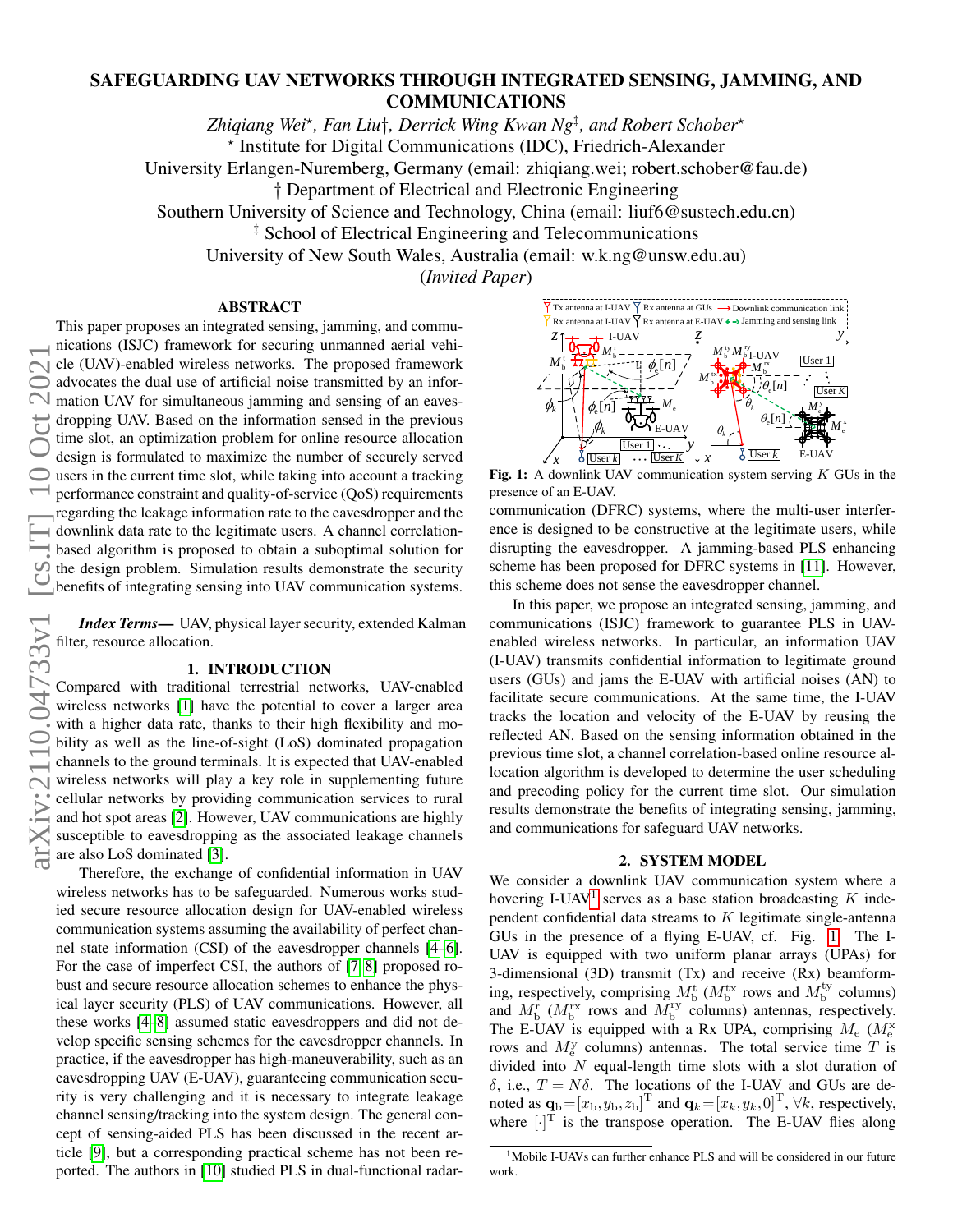# SAFEGUARDING UAV NETWORKS THROUGH INTEGRATED SENSING, JAMMING, AND COMMUNICATIONS

*Zhiqiang Wei*[⋆]*, Fan Liu*[†]*, Derrick Wing Kwan Ng*[‡]*, and Robert Schober*[⋆]

[⋆] Institute for Digital Communications (IDC), Friedrich-Alexander University Erlangen-Nuremberg, Germany (email: zhiqiang.wei; robert.schober@fau.de)

[†] Department of Electrical and Electronic Engineering Southern University of Science and Technology, China (email: liuf6@sustech.edu.cn)

[‡] School of Electrical Engineering and Telecommunications University of New South Wales, Australia (email: w.k.ng@unsw.edu.au)

(*Invited Paper*)

## ABSTRACT

This paper proposes an integrated sensing, jamming, and communications (ISJC) framework for securing unmanned aerial vehicle (UAV)-enabled wireless networks. The proposed framework advocates the dual use of artificial noise transmitted by an information UAV for simultaneous jamming and sensing of an eavesdropping UAV. Based on the information sensed in the previous time slot, an optimization problem for online resource allocation design is formulated to maximize the number of securely served users in the current time slot, while taking into account a tracking performance constraint and quality-of-service (QoS) requirements regarding the leakage information rate to the eavesdropper and the downlink data rate to the legitimate users. A channel correlation-based algorithm is proposed to obtain a suboptimal solution for the design problem. Simulation results demonstrate the security benefits of integrating sensing into UAV communication systems.

***Index Terms—*** UAV, physical layer security, extended Kalman filter, resource allocation.

## 1. INTRODUCTION

Compared with traditional terrestrial networks, UAV-enabled wireless networks [1] have the potential to cover a larger area with a higher data rate, thanks to their high flexibility and mobility as well as the line-of-sight (LoS) dominated propagation channels to the ground terminals. It is expected that UAV-enabled wireless networks will play a key role in supplementing future cellular networks by providing communication services to rural and hot spot areas [2]. However, UAV communications are highly susceptible to eavesdropping as the associated leakage channels are also LoS dominated [3].

Therefore, the exchange of confidential information in UAV wireless networks has to be safeguarded. Numerous works studied secure resource allocation design for UAV-enabled wireless communication systems assuming the availability of perfect channel state information (CSI) of the eavesdropper channels [4–6]. For the case of imperfect CSI, the authors of [7, 8] proposed robust and secure resource allocation schemes to enhance the physical layer security (PLS) of UAV communications. However, all these works [4–8] assumed static eavesdroppers and did not develop specific sensing schemes for the eavesdropper channels. In practice, if the eavesdropper has high-maneuverability, such as an eavesdropping UAV (E-UAV), guaranteeing communication security is very challenging and it is necessary to integrate leakage channel sensing/tracking into the system design. The general concept of sensing-aided PLS has been discussed in the recent article [9], but a corresponding practical scheme has not been reported. The authors in [10] studied PLS in dual-functional radar-communication (DFRC) systems, where the multi-user interference is designed to be constructive at the legitimate users, while disrupting the eavesdropper. A jamming-based PLS enhancing scheme has been proposed for DFRC systems in [11]. However, this scheme does not sense the eavesdropper channel.

**Fig. 1:** A downlink UAV communication system serving $K$ GUs in the presence of an E-UAV.

In this paper, we propose an integrated sensing, jamming, and communications (ISJC) framework to guarantee PLS in UAV-enabled wireless networks. In particular, an information UAV (I-UAV) transmits confidential information to legitimate ground users (GUs) and jams the E-UAV with artificial noises (AN) to facilitate secure communications. At the same time, the I-UAV tracks the location and velocity of the E-UAV by reusing the reflected AN. Based on the sensing information obtained in the previous time slot, a channel correlation-based online resource allocation algorithm is developed to determine the user scheduling and precoding policy for the current time slot. Our simulation results demonstrate the benefits of integrating sensing, jamming, and communications for safeguard UAV networks.

## 2. SYSTEM MODEL

We consider a downlink UAV communication system where a hovering I-UAV[1] serves as a base station broadcasting $K$ independent confidential data streams to $K$ legitimate single-antenna GUs in the presence of a flying E-UAV, cf. Fig. 1. The I-UAV is equipped with two uniform planar arrays (UPAs) for 3-dimensional (3D) transmit (Tx) and receive (Rx) beamforming, respectively, comprising $M_{\mathrm{b}}^{\mathrm{t}}$ ($M_{\mathrm{b}}^{\mathrm{tx}}$ rows and $M_{\mathrm{b}}^{\mathrm{ty}}$ columns) and $M_{\mathrm{b}}^{\mathrm{r}}$ ($M_{\mathrm{b}}^{\mathrm{rx}}$ rows and $M_{\mathrm{b}}^{\mathrm{ry}}$ columns) antennas, respectively. The E-UAV is equipped with a Rx UPA, comprising $M_{\mathrm{e}}$ ($M_{\mathrm{e}}^{\mathrm{x}}$ rows and $M_{\mathrm{e}}^{\mathrm{y}}$ columns) antennas. The total service time $T$ is divided into $N$ equal-length time slots with a slot duration of $\delta$, i.e., $T = N\delta$. The locations of the I-UAV and GUs are denoted as $\mathbf{q}_{\mathrm{b}} = [x_{\mathrm{b}}, y_{\mathrm{b}}, z_{\mathrm{b}}]^{\mathrm{T}}$ and $\mathbf{q}_k = [x_k, y_k, 0]^{\mathrm{T}}$, $\forall k$, respectively, where $[\cdot]^{\mathrm{T}}$ is the transpose operation. The E-UAV flies along

[1] Mobile I-UAVs can further enhance PLS and will be considered in our future work.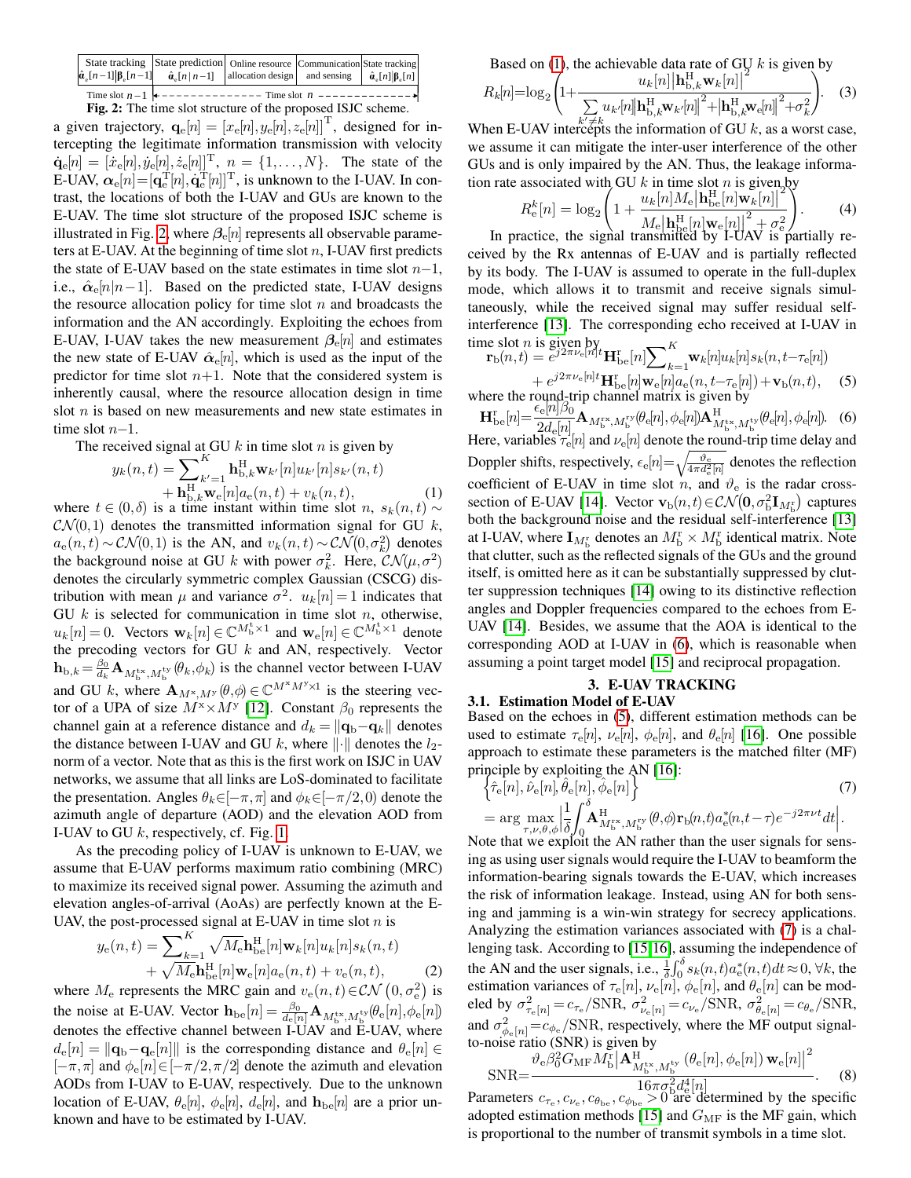| State tracking $\hat{\boldsymbol{\alpha}}_{\rm e}[n-1]\|\boldsymbol{\beta}_{\rm e}[n-1]$ | State prediction $\hat{\boldsymbol{\alpha}}_{\rm e}[n\|n-1]$ | Online resource allocation design | Communication and sensing | State tracking $\hat{\boldsymbol{\alpha}}_{\rm e}[n]\|\boldsymbol{\beta}_{\rm e}[n]$ |
|---|---|---|---|---|
| Time slot $n-1$ | Time slot $n$ | | | |

**Fig. 2**: The time slot structure of the proposed ISJC scheme.

a given trajectory, $\mathbf{q}_{\rm e}[n]=[x_{\rm e}[n],y_{\rm e}[n],z_{\rm e}[n]]^{\rm T}$, designed for intercepting the legitimate information transmission with velocity $\dot{\mathbf{q}}_{\rm e}[n]=[\dot{x}_{\rm e}[n],\dot{y}_{\rm e}[n],\dot{z}_{\rm e}[n]]^{\rm T}$, $n=\{1,\ldots,N\}$. The state of the E-UAV, $\boldsymbol{\alpha}_{\rm e}[n]=[\mathbf{q}_{\rm e}^{\rm T}[n],\dot{\mathbf{q}}_{\rm e}^{\rm T}[n]]^{\rm T}$, is unknown to the I-UAV. In contrast, the locations of both the I-UAV and GUs are known to the E-UAV. The time slot structure of the proposed ISJC scheme is illustrated in Fig. 2, where $\boldsymbol{\beta}_{\rm e}[n]$ represents all observable parameters at E-UAV. At the beginning of time slot $n$, I-UAV first predicts the state of E-UAV based on the state estimates in time slot $n-1$, i.e., $\hat{\boldsymbol{\alpha}}_{\rm e}[n|n-1]$. Based on the predicted state, I-UAV designs the resource allocation policy for time slot $n$ and broadcasts the information and the AN accordingly. Exploiting the echoes from E-UAV, I-UAV takes the new measurement $\boldsymbol{\beta}_{\rm e}[n]$ and estimates the new state of E-UAV $\hat{\boldsymbol{\alpha}}_{\rm e}[n]$, which is used as the input of the predictor for time slot $n+1$. Note that the considered system is inherently causal, where the resource allocation design in time slot $n$ is based on new measurements and new state estimates in time slot $n-1$.

The received signal at GU $k$ in time slot $n$ is given by

$$y_k(n,t)=\sum\nolimits_{k'=1}^{K}\mathbf{h}_{{\rm b},k}^{\rm H}\mathbf{w}_{k'}[n]u_{k'}[n]s_{k'}(n,t)+\mathbf{h}_{{\rm b},k}^{\rm H}\mathbf{w}_{\rm e}[n]a_{\rm e}(n,t)+v_k(n,t),\tag{1}$$

where $t\in(0,\delta)$ is a time instant within time slot $n$, $s_k(n,t)\sim\mathcal{CN}(0,1)$ denotes the transmitted information signal for GU $k$, $a_{\rm e}(n,t)\sim\mathcal{CN}(0,1)$ is the AN, and $v_k(n,t)\sim\mathcal{CN}(0,\sigma_k^2)$ denotes the background noise at GU $k$ with power $\sigma_k^2$. Here, $\mathcal{CN}(\mu,\sigma^2)$ denotes the circularly symmetric complex Gaussian (CSCG) distribution with mean $\mu$ and variance $\sigma^2$. $u_k[n]=1$ indicates that GU $k$ is selected for communication in time slot $n$, otherwise, $u_k[n]=0$. Vectors $\mathbf{w}_k[n]\in\mathbb{C}^{M_{\rm b}^{\rm t}\times 1}$ and $\mathbf{w}_{\rm e}[n]\in\mathbb{C}^{M_{\rm b}^{\rm t}\times 1}$ denote the precoding vectors for GU $k$ and AN, respectively. Vector $\mathbf{h}_{{\rm b},k}=\frac{\beta_0}{d_k}\mathbf{A}_{M_{\rm b}^{\rm tx},M_{\rm b}^{\rm ty}}(\theta_k,\phi_k)$ is the channel vector between I-UAV and GU $k$, where $\mathbf{A}_{M^{\rm x},M^{\rm y}}(\theta,\phi)\in\mathbb{C}^{M^{\rm x}M^{\rm y}\times 1}$ is the steering vector of a UPA of size $M^{\rm x}\times M^{\rm y}$ [12]. Constant $\beta_0$ represents the channel gain at a reference distance and $d_k=\|\mathbf{q}_{\rm b}-\mathbf{q}_k\|$ denotes the distance between I-UAV and GU $k$, where $\|\cdot\|$ denotes the $l_2$-norm of a vector. Note that as this is the first work on ISJC in UAV networks, we assume that all links are LoS-dominated to facilitate the presentation. Angles $\theta_k\in[-\pi,\pi]$ and $\phi_k\in[-\pi/2,0)$ denote the azimuth angle of departure (AOD) and the elevation AOD from I-UAV to GU $k$, respectively, cf. Fig. 1.

As the precoding policy of I-UAV is unknown to E-UAV, we assume that E-UAV performs maximum ratio combining (MRC) to maximize its received signal power. Assuming the azimuth and elevation angles-of-arrival (AoAs) are perfectly known at the E-UAV, the post-processed signal at E-UAV in time slot $n$ is

$$y_{\rm e}(n,t)=\sum\nolimits_{k=1}^{K}\sqrt{M_{\rm e}}\mathbf{h}_{\rm be}^{\rm H}[n]\mathbf{w}_k[n]u_k[n]s_k(n,t)+\sqrt{M_{\rm e}}\mathbf{h}_{\rm be}^{\rm H}[n]\mathbf{w}_{\rm e}[n]a_{\rm e}(n,t)+v_{\rm e}(n,t),\tag{2}$$

where $M_{\rm e}$ represents the MRC gain and $v_{\rm e}(n,t)\in\mathcal{CN}\left(0,\sigma_{\rm e}^2\right)$ is the noise at E-UAV. Vector $\mathbf{h}_{\rm be}[n]=\frac{\beta_0}{d_{\rm e}[n]}\mathbf{A}_{M_{\rm b}^{\rm tx},M_{\rm b}^{\rm ty}}(\theta_{\rm e}[n],\phi_{\rm e}[n])$ denotes the effective channel between I-UAV and E-UAV, where $d_{\rm e}[n]=\|\mathbf{q}_{\rm b}-\mathbf{q}_{\rm e}[n]\|$ is the corresponding distance and $\theta_{\rm e}[n]\in[-\pi,\pi]$ and $\phi_{\rm e}[n]\in[-\pi/2,\pi/2]$ denote the azimuth and elevation AODs from I-UAV to E-UAV, respectively. Due to the unknown location of E-UAV, $\theta_{\rm e}[n]$, $\phi_{\rm e}[n]$, $d_{\rm e}[n]$, and $\mathbf{h}_{\rm be}[n]$ are a prior unknown and have to be estimated by I-UAV.

Based on (1), the achievable data rate of GU $k$ is given by

$$R_k[n]=\log_2\left(1+\frac{u_k[n]\left|\mathbf{h}_{{\rm b},k}^{\rm H}\mathbf{w}_k[n]\right|^2}{\sum\limits_{k'\neq k}u_{k'}[n]\left|\mathbf{h}_{{\rm b},k}^{\rm H}\mathbf{w}_{k'}[n]\right|^2+\left|\mathbf{h}_{{\rm b},k}^{\rm H}\mathbf{w}_{\rm e}[n]\right|^2+\sigma_k^2}\right).\tag{3}$$

When E-UAV intercepts the information of GU $k$, as a worst case, we assume it can mitigate the inter-user interference of the other GUs and is only impaired by the AN. Thus, the leakage information rate associated with GU $k$ in time slot $n$ is given by

$$R_{\rm e}^k[n]=\log_2\left(1+\frac{u_k[n]M_{\rm e}\left|\mathbf{h}_{\rm be}^{\rm H}[n]\mathbf{w}_k[n]\right|^2}{M_{\rm e}\left|\mathbf{h}_{\rm be}^{\rm H}[n]\mathbf{w}_{\rm e}[n]\right|^2+\sigma_{\rm e}^2}\right).\tag{4}$$

In practice, the signal transmitted by I-UAV is partially received by the Rx antennas of E-UAV and is partially reflected by its body. The I-UAV is assumed to operate in the full-duplex mode, which allows it to transmit and receive signals simultaneously, while the received signal may suffer residual self-interference [13]. The corresponding echo received at I-UAV in time slot $n$ is given by

$$\mathbf{r}_{\rm b}(n,t)=e^{j2\pi\nu_{\rm e}[n]t}\mathbf{H}_{\rm be}^{\rm r}[n]\sum\nolimits_{k=1}^{K}\mathbf{w}_k[n]u_k[n]s_k(n,t-\tau_{\rm e}[n])+e^{j2\pi\nu_{\rm e}[n]t}\mathbf{H}_{\rm be}^{\rm r}[n]\mathbf{w}_{\rm e}[n]a_{\rm e}(n,t-\tau_{\rm e}[n])+\mathbf{v}_{\rm b}(n,t),\tag{5}$$

where the round-trip channel matrix is given by

$$\mathbf{H}_{\rm be}^{\rm r}[n]=\frac{\epsilon_{\rm e}[n]\beta_0}{2d_{\rm e}[n]}\mathbf{A}_{M_{\rm b}^{\rm rx},M_{\rm b}^{\rm ry}}(\theta_{\rm e}[n],\phi_{\rm e}[n])\mathbf{A}^{\rm H}_{M_{\rm b}^{\rm tx},M_{\rm b}^{\rm ty}}(\theta_{\rm e}[n],\phi_{\rm e}[n]).\tag{6}$$

Here, variables $\tau_{\rm e}[n]$ and $\nu_{\rm e}[n]$ denote the round-trip time delay and Doppler shifts, respectively, $\epsilon_{\rm e}[n]=\sqrt{\frac{\vartheta_{\rm e}}{4\pi d_{\rm e}^2[n]}}$ denotes the reflection coefficient of E-UAV in time slot $n$, and $\vartheta_{\rm e}$ is the radar cross-section of E-UAV [14]. Vector $\mathbf{v}_{\rm b}(n,t)\in\mathcal{CN}(\mathbf{0},\sigma_{\rm b}^2\mathbf{I}_{M_{\rm b}^{\rm r}})$ captures both the background noise and the residual self-interference [13] at I-UAV, where $\mathbf{I}_{M_{\rm b}^{\rm r}}$ denotes an $M_{\rm b}^{\rm r}\times M_{\rm b}^{\rm r}$ identical matrix. Note that clutter, such as the reflected signals of the GUs and the ground itself, is omitted here as it can be substantially suppressed by clutter suppression techniques [14] owing to its distinctive reflection angles and Doppler frequencies compared to the echoes from E-UAV [14]. Besides, we assume that the AOA is identical to the corresponding AOD at I-UAV in (6), which is reasonable when assuming a point target model [15] and reciprocal propagation.

## 3. E-UAV TRACKING

### 3.1. Estimation Model of E-UAV

Based on the echoes in (5), different estimation methods can be used to estimate $\tau_{\rm e}[n]$, $\nu_{\rm e}[n]$, $\phi_{\rm e}[n]$, and $\theta_{\rm e}[n]$ [16]. One possible approach to estimate these parameters is the matched filter (MF) principle by exploiting the AN [16]:

$$\left\{\hat{\tau}_{\rm e}[n],\hat{\nu}_{\rm e}[n],\hat{\theta}_{\rm e}[n],\hat{\phi}_{\rm e}[n]\right\}=\arg\max_{\tau,\nu,\theta,\phi}\left|\frac{1}{\delta}\int_0^{\delta}\mathbf{A}^{\rm H}_{M_{\rm b}^{\rm rx},M_{\rm b}^{\rm ry}}(\theta,\phi)\mathbf{r}_{\rm b}(n,t)a_{\rm e}^*(n,t-\tau)e^{-j2\pi\nu t}dt\right|.\tag{7}$$

Note that we exploit the AN rather than the user signals for sensing as using user signals would require the I-UAV to beamform the information-bearing signals towards the E-UAV, which increases the risk of information leakage. Instead, using AN for both sensing and jamming is a win-win strategy for secrecy applications. Analyzing the estimation variances associated with (7) is a challenging task. According to [15,16], assuming the independence of the AN and the user signals, i.e., $\frac{1}{\delta}\int_0^{\delta}s_k(n,t)a_{\rm e}^*(n,t)dt\approx 0,\ \forall k$, the estimation variances of $\tau_{\rm e}[n]$, $\nu_{\rm e}[n]$, $\phi_{\rm e}[n]$, and $\theta_{\rm e}[n]$ can be modeled by $\sigma^2_{\tau_{\rm e}[n]}=c_{\tau_{\rm e}}/\text{SNR}$, $\sigma^2_{\nu_{\rm e}[n]}=c_{\nu_{\rm e}}/\text{SNR}$, $\sigma^2_{\theta_{\rm e}[n]}=c_{\theta_{\rm e}}/\text{SNR}$, and $\sigma^2_{\phi_{\rm e}[n]}=c_{\phi_{\rm e}}/\text{SNR}$, respectively, where the MF output signal-to-noise ratio (SNR) is given by

$$\text{SNR}=\frac{\vartheta_{\rm e}\beta_0^2G_{\rm MF}M_{\rm b}^{\rm r}\left|\mathbf{A}^{\rm H}_{M_{\rm b}^{\rm tx},M_{\rm b}^{\rm ty}}\left(\theta_{\rm e}[n],\phi_{\rm e}[n]\right)\mathbf{w}_{\rm e}[n]\right|^2}{16\pi\sigma_{\rm b}^2d_{\rm e}^4[n]}.\tag{8}$$

Parameters $c_{\tau_{\rm e}},c_{\nu_{\rm e}},c_{\theta_{\rm be}},c_{\phi_{\rm be}}>0$ are determined by the specific adopted estimation methods [15] and $G_{\rm MF}$ is the MF gain, which is proportional to the number of transmit symbols in a time slot.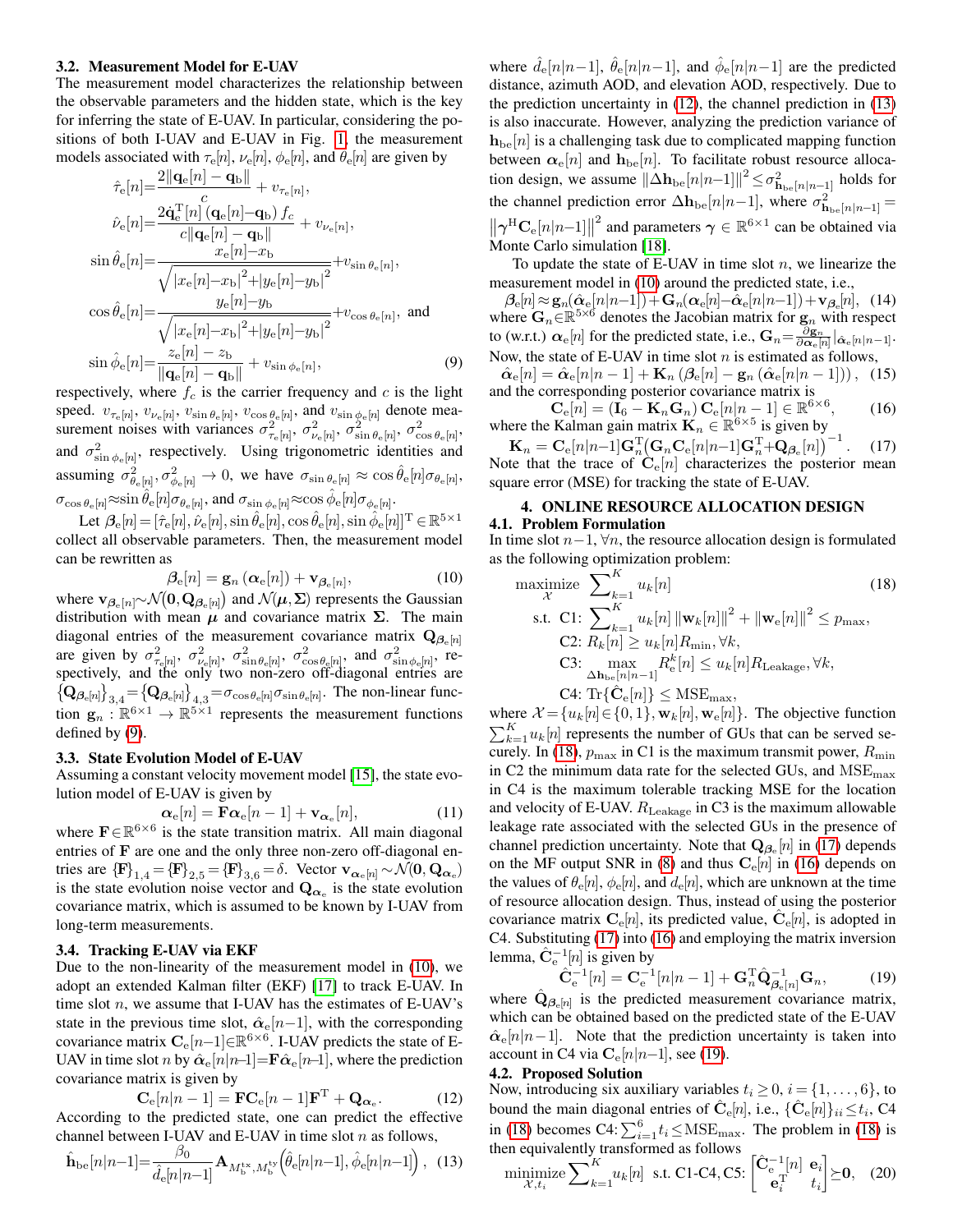### 3.2. Measurement Model for E-UAV

The measurement model characterizes the relationship between the observable parameters and the hidden state, which is the key for inferring the state of E-UAV. In particular, considering the positions of both I-UAV and E-UAV in Fig. 1, the measurement models associated with $\tau_{\mathrm{e}}[n]$, $\nu_{\mathrm{e}}[n]$, $\phi_{\mathrm{e}}[n]$, and $\theta_{\mathrm{e}}[n]$ are given by

$$
\begin{aligned}
\hat{\tau}_{\mathrm{e}}[n] &= \frac{2\|\mathbf{q}_{\mathrm{e}}[n]-\mathbf{q}_{\mathrm{b}}\|}{c} + v_{\tau_{\mathrm{e}}[n]}, \\
\hat{\nu}_{\mathrm{e}}[n] &= \frac{2\dot{\mathbf{q}}_{\mathrm{e}}^{\mathrm{T}}[n]\left(\mathbf{q}_{\mathrm{e}}[n]-\mathbf{q}_{\mathrm{b}}\right) f_c}{c\|\mathbf{q}_{\mathrm{e}}[n]-\mathbf{q}_{\mathrm{b}}\|} + v_{\nu_{\mathrm{e}}[n]}, \\
\sin\hat{\theta}_{\mathrm{e}}[n] &= \frac{x_{\mathrm{e}}[n]-x_{\mathrm{b}}}{\sqrt{|x_{\mathrm{e}}[n]-x_{\mathrm{b}}|^2+|y_{\mathrm{e}}[n]-y_{\mathrm{b}}|^2}} + v_{\sin\theta_{\mathrm{e}}[n]}, \\
\cos\hat{\theta}_{\mathrm{e}}[n] &= \frac{y_{\mathrm{e}}[n]-y_{\mathrm{b}}}{\sqrt{|x_{\mathrm{e}}[n]-x_{\mathrm{b}}|^2+|y_{\mathrm{e}}[n]-y_{\mathrm{b}}|^2}} + v_{\cos\theta_{\mathrm{e}}[n]}, \text{ and} \\
\sin\hat{\phi}_{\mathrm{e}}[n] &= \frac{z_{\mathrm{e}}[n]-z_{\mathrm{b}}}{\|\mathbf{q}_{\mathrm{e}}[n]-\mathbf{q}_{\mathrm{b}}\|} + v_{\sin\phi_{\mathrm{e}}[n]},
\end{aligned} \tag{9}
$$

respectively, where $f_c$ is the carrier frequency and $c$ is the light speed. $v_{\tau_{\mathrm{e}}[n]}$, $v_{\nu_{\mathrm{e}}[n]}$, $v_{\sin\theta_{\mathrm{e}}[n]}$, $v_{\cos\theta_{\mathrm{e}}[n]}$, and $v_{\sin\phi_{\mathrm{e}}[n]}$ denote measurement noises with variances $\sigma^2_{\tau_{\mathrm{e}}[n]}$, $\sigma^2_{\nu_{\mathrm{e}}[n]}$, $\sigma^2_{\sin\theta_{\mathrm{e}}[n]}$, $\sigma^2_{\cos\theta_{\mathrm{e}}[n]}$, and $\sigma^2_{\sin\phi_{\mathrm{e}}[n]}$, respectively. Using trigonometric identities and assuming $\sigma^2_{\theta_{\mathrm{e}}[n]}, \sigma^2_{\phi_{\mathrm{e}}[n]} \to 0$, we have $\sigma_{\sin\theta_{\mathrm{e}}[n]} \approx \cos\hat{\theta}_{\mathrm{e}}[n]\sigma_{\theta_{\mathrm{e}}[n]}$, $\sigma_{\cos\theta_{\mathrm{e}}[n]} \approx \sin\hat{\theta}_{\mathrm{e}}[n]\sigma_{\theta_{\mathrm{e}}[n]}$, and $\sigma_{\sin\phi_{\mathrm{e}}[n]} \approx \cos\hat{\phi}_{\mathrm{e}}[n]\sigma_{\phi_{\mathrm{e}}[n]}$.

Let $\boldsymbol{\beta}_{\mathrm{e}}[n] = [\hat{\tau}_{\mathrm{e}}[n], \hat{\nu}_{\mathrm{e}}[n], \sin\hat{\theta}_{\mathrm{e}}[n], \cos\hat{\theta}_{\mathrm{e}}[n], \sin\hat{\phi}_{\mathrm{e}}[n]]^{\mathrm{T}} \in \mathbb{R}^{5\times 1}$ collect all observable parameters. Then, the measurement model can be rewritten as

$$
\boldsymbol{\beta}_{\mathrm{e}}[n] = \mathbf{g}_n\left(\boldsymbol{\alpha}_{\mathrm{e}}[n]\right) + \mathbf{v}_{\boldsymbol{\beta}_{\mathrm{e}}[n]}, \tag{10}
$$

where $\mathbf{v}_{\boldsymbol{\beta}_{\mathrm{e}}[n]} \sim \mathcal{N}(\mathbf{0}, \mathbf{Q}_{\boldsymbol{\beta}_{\mathrm{e}}[n]})$ and $\mathcal{N}(\boldsymbol{\mu}, \boldsymbol{\Sigma})$ represents the Gaussian distribution with mean $\boldsymbol{\mu}$ and covariance matrix $\boldsymbol{\Sigma}$. The main diagonal entries of the measurement covariance matrix $\mathbf{Q}_{\boldsymbol{\beta}_{\mathrm{e}}[n]}$ are given by $\sigma^2_{\tau_{\mathrm{e}}[n]}$, $\sigma^2_{\nu_{\mathrm{e}}[n]}$, $\sigma^2_{\sin\theta_{\mathrm{e}}[n]}$, $\sigma^2_{\cos\theta_{\mathrm{e}}[n]}$, and $\sigma^2_{\sin\phi_{\mathrm{e}}[n]}$, respectively, and the only two non-zero off-diagonal entries are $\{\mathbf{Q}_{\boldsymbol{\beta}_{\mathrm{e}}[n]}\}_{3,4} = \{\mathbf{Q}_{\boldsymbol{\beta}_{\mathrm{e}}[n]}\}_{4,3} = \sigma_{\cos\theta_{\mathrm{e}}[n]}\sigma_{\sin\theta_{\mathrm{e}}[n]}$. The non-linear function $\mathbf{g}_n : \mathbb{R}^{6\times 1} \to \mathbb{R}^{5\times 1}$ represents the measurement functions defined by (9).

### 3.3. State Evolution Model of E-UAV

Assuming a constant velocity movement model [15], the state evolution model of E-UAV is given by

$$
\boldsymbol{\alpha}_{\mathrm{e}}[n] = \mathbf{F}\boldsymbol{\alpha}_{\mathrm{e}}[n-1] + \mathbf{v}_{\boldsymbol{\alpha}_{\mathrm{e}}[n]}, \tag{11}
$$

where $\mathbf{F} \in \mathbb{R}^{6\times 6}$ is the state transition matrix. All main diagonal entries of $\mathbf{F}$ are one and the only three non-zero off-diagonal entries are $\{\mathbf{F}\}_{1,4} = \{\mathbf{F}\}_{2,5} = \{\mathbf{F}\}_{3,6} = \delta$. Vector $\mathbf{v}_{\boldsymbol{\alpha}_{\mathrm{e}}[n]} \sim \mathcal{N}(\mathbf{0}, \mathbf{Q}_{\boldsymbol{\alpha}_{\mathrm{e}}})$ is the state evolution noise vector and $\mathbf{Q}_{\boldsymbol{\alpha}_{\mathrm{e}}}$ is the state evolution covariance matrix, which is assumed to be known by I-UAV from long-term measurements.

### 3.4. Tracking E-UAV via EKF

Due to the non-linearity of the measurement model in (10), we adopt an extended Kalman filter (EKF) [17] to track E-UAV. In time slot $n$, we assume that I-UAV has the estimates of E-UAV's state in the previous time slot, $\hat{\boldsymbol{\alpha}}_{\mathrm{e}}[n-1]$, with the corresponding covariance matrix $\mathbf{C}_{\mathrm{e}}[n-1] \in \mathbb{R}^{6\times 6}$. I-UAV predicts the state of E-UAV in time slot $n$ by $\hat{\boldsymbol{\alpha}}_{\mathrm{e}}[n|n-1] = \mathbf{F}\hat{\boldsymbol{\alpha}}_{\mathrm{e}}[n-1]$, where the prediction covariance matrix is given by

$$
\mathbf{C}_{\mathrm{e}}[n|n-1] = \mathbf{F}\mathbf{C}_{\mathrm{e}}[n-1]\mathbf{F}^{\mathrm{T}} + \mathbf{Q}_{\boldsymbol{\alpha}_{\mathrm{e}}}. \tag{12}
$$

According to the predicted state, one can predict the effective channel between I-UAV and E-UAV in time slot $n$ as follows,

$$
\hat{\mathbf{h}}_{\mathrm{be}}[n|n-1] = \frac{\beta_0}{\hat{d}_{\mathrm{e}}[n|n-1]} \mathbf{A}_{M_{\mathrm{b}}^{\mathrm{tx}}, M_{\mathrm{b}}^{\mathrm{ty}}}\left(\hat{\theta}_{\mathrm{e}}[n|n-1], \hat{\phi}_{\mathrm{e}}[n|n-1]\right), \tag{13}
$$

where $\hat{d}_{\mathrm{e}}[n|n-1]$, $\hat{\theta}_{\mathrm{e}}[n|n-1]$, and $\hat{\phi}_{\mathrm{e}}[n|n-1]$ are the predicted distance, azimuth AOD, and elevation AOD, respectively. Due to the prediction uncertainty in (12), the channel prediction in (13) is also inaccurate. However, analyzing the prediction variance of $\mathbf{h}_{\mathrm{be}}[n]$ is a challenging task due to complicated mapping function between $\boldsymbol{\alpha}_{\mathrm{e}}[n]$ and $\mathbf{h}_{\mathrm{be}}[n]$. To facilitate robust resource allocation design, we assume $\|\Delta\mathbf{h}_{\mathrm{be}}[n|n-1]\|^2 \le \sigma^2_{\mathbf{h}_{\mathrm{be}}[n|n-1]}$ holds for the channel prediction error $\Delta\mathbf{h}_{\mathrm{be}}[n|n-1]$, where $\sigma^2_{\mathbf{h}_{\mathrm{be}}[n|n-1]} = \left\|\boldsymbol{\gamma}^{\mathrm{H}}\mathbf{C}_{\mathrm{e}}[n|n-1]\right\|^2$ and parameters $\boldsymbol{\gamma} \in \mathbb{R}^{6\times 1}$ can be obtained via Monte Carlo simulation [18].

To update the state of E-UAV in time slot $n$, we linearize the measurement model in (10) around the predicted state, i.e.,

$$
\boldsymbol{\beta}_{\mathrm{e}}[n] \approx \mathbf{g}_n(\hat{\boldsymbol{\alpha}}_{\mathrm{e}}[n|n-1]) + \mathbf{G}_n(\boldsymbol{\alpha}_{\mathrm{e}}[n] - \hat{\boldsymbol{\alpha}}_{\mathrm{e}}[n|n-1]) + \mathbf{v}_{\boldsymbol{\beta}_{\mathrm{e}}[n]}, \tag{14}
$$

where $\mathbf{G}_n \in \mathbb{R}^{5\times 6}$ denotes the Jacobian matrix for $\mathbf{g}_n$ with respect to (w.r.t.) $\boldsymbol{\alpha}_{\mathrm{e}}[n]$ for the predicted state, i.e., $\mathbf{G}_n = \frac{\partial \mathbf{g}_n}{\partial \boldsymbol{\alpha}_{\mathrm{e}}[n]}\big|_{\hat{\boldsymbol{\alpha}}_{\mathrm{e}}[n|n-1]}$. Now, the state of E-UAV in time slot $n$ is estimated as follows,

$$
\hat{\boldsymbol{\alpha}}_{\mathrm{e}}[n] = \hat{\boldsymbol{\alpha}}_{\mathrm{e}}[n|n-1] + \mathbf{K}_n\left(\boldsymbol{\beta}_{\mathrm{e}}[n] - \mathbf{g}_n\left(\hat{\boldsymbol{\alpha}}_{\mathrm{e}}[n|n-1]\right)\right), \tag{15}
$$

and the corresponding posterior covariance matrix is

$$
\mathbf{C}_{\mathrm{e}}[n] = \left(\mathbf{I}_6 - \mathbf{K}_n\mathbf{G}_n\right)\mathbf{C}_{\mathrm{e}}[n|n-1] \in \mathbb{R}^{6\times 6}, \tag{16}
$$

where the Kalman gain matrix $\mathbf{K}_n \in \mathbb{R}^{6\times 5}$ is given by

$$
\mathbf{K}_n = \mathbf{C}_{\mathrm{e}}[n|n-1]\mathbf{G}_n^{\mathrm{T}}\left(\mathbf{G}_n\mathbf{C}_{\mathrm{e}}[n|n-1]\mathbf{G}_n^{\mathrm{T}} + \mathbf{Q}_{\boldsymbol{\beta}_{\mathrm{e}}[n]}\right)^{-1}. \tag{17}
$$

Note that the trace of $\mathbf{C}_{\mathrm{e}}[n]$ characterizes the posterior mean square error (MSE) for tracking the state of E-UAV.

## 4. ONLINE RESOURCE ALLOCATION DESIGN

### 4.1. Problem Formulation

In time slot $n-1, \forall n$, the resource allocation design is formulated as the following optimization problem:

$$
\begin{aligned}
\underset{\mathcal{X}}{\text{maximize}} \quad & \sum_{k=1}^{K} u_k[n] \\
\text{s.t.} \quad & \text{C1: } \sum_{k=1}^{K} u_k[n]\,\|\mathbf{w}_k[n]\|^2 + \|\mathbf{w}_{\mathrm{e}}[n]\|^2 \le p_{\max}, \\
& \text{C2: } R_k[n] \ge u_k[n]R_{\min}, \forall k, \\
& \text{C3: } \max_{\Delta\mathbf{h}_{\mathrm{be}}[n|n-1]} R_{\mathrm{e}}^{k}[n] \le u_k[n]R_{\mathrm{Leakage}}, \forall k, \\
& \text{C4: } \mathrm{Tr}\{\hat{\mathbf{C}}_{\mathrm{e}}[n]\} \le \mathrm{MSE}_{\max},
\end{aligned} \tag{18}
$$

where $\mathcal{X} = \{u_k[n] \in \{0,1\}, \mathbf{w}_k[n], \mathbf{w}_{\mathrm{e}}[n]\}$. The objective function $\sum_{k=1}^{K} u_k[n]$ represents the number of GUs that can be served securely. In (18), $p_{\max}$ in C1 is the maximum transmit power, $R_{\min}$ in C2 the minimum data rate for the selected GUs, and $\mathrm{MSE}_{\max}$ in C4 is the maximum tolerable tracking MSE for the location and velocity of E-UAV. $R_{\mathrm{Leakage}}$ in C3 is the maximum allowable leakage rate associated with the selected GUs in the presence of channel prediction uncertainty. Note that $\mathbf{Q}_{\boldsymbol{\beta}_{\mathrm{e}}}[n]$ in (17) depends on the MF output SNR in (8) and thus $\mathbf{C}_{\mathrm{e}}[n]$ in (16) depends on the values of $\theta_{\mathrm{e}}[n]$, $\phi_{\mathrm{e}}[n]$, and $d_{\mathrm{e}}[n]$, which are unknown at the time of resource allocation design. Thus, instead of using the posterior covariance matrix $\mathbf{C}_{\mathrm{e}}[n]$, its predicted value, $\hat{\mathbf{C}}_{\mathrm{e}}[n]$, is adopted in C4. Substituting (17) into (16) and employing the matrix inversion lemma, $\hat{\mathbf{C}}_{\mathrm{e}}^{-1}[n]$ is given by

$$
\hat{\mathbf{C}}_{\mathrm{e}}^{-1}[n] = \mathbf{C}_{\mathrm{e}}^{-1}[n|n-1] + \mathbf{G}_n^{\mathrm{T}}\hat{\mathbf{Q}}_{\boldsymbol{\beta}_{\mathrm{e}}[n]}^{-1}\mathbf{G}_n, \tag{19}
$$

where $\hat{\mathbf{Q}}_{\boldsymbol{\beta}_{\mathrm{e}}[n]}$ is the predicted measurement covariance matrix, which can be obtained based on the predicted state of the E-UAV $\hat{\boldsymbol{\alpha}}_{\mathrm{e}}[n|n-1]$. Note that the prediction uncertainty is taken into account in C4 via $\mathbf{C}_{\mathrm{e}}[n|n-1]$, see (19).

### 4.2. Proposed Solution

Now, introducing six auxiliary variables $t_i \ge 0$, $i = \{1, \ldots, 6\}$, to bound the main diagonal entries of $\hat{\mathbf{C}}_{\mathrm{e}}[n]$, i.e., $\{\hat{\mathbf{C}}_{\mathrm{e}}[n]\}_{ii} \le t_i$, C4 in (18) becomes C4: $\sum_{i=1}^{6} t_i \le \mathrm{MSE}_{\max}$. The problem in (18) is then equivalently transformed as follows

$$
\underset{\mathcal{X}, t_i}{\text{minimize}} \sum_{k=1}^{K} u_k[n] \quad \text{s.t. C1-C4, C5: } \begin{bmatrix} \hat{\mathbf{C}}_{\mathrm{e}}^{-1}[n] & \mathbf{e}_i \\ \mathbf{e}_i^{\mathrm{T}} & t_i \end{bmatrix} \succeq \mathbf{0}, \tag{20}
$$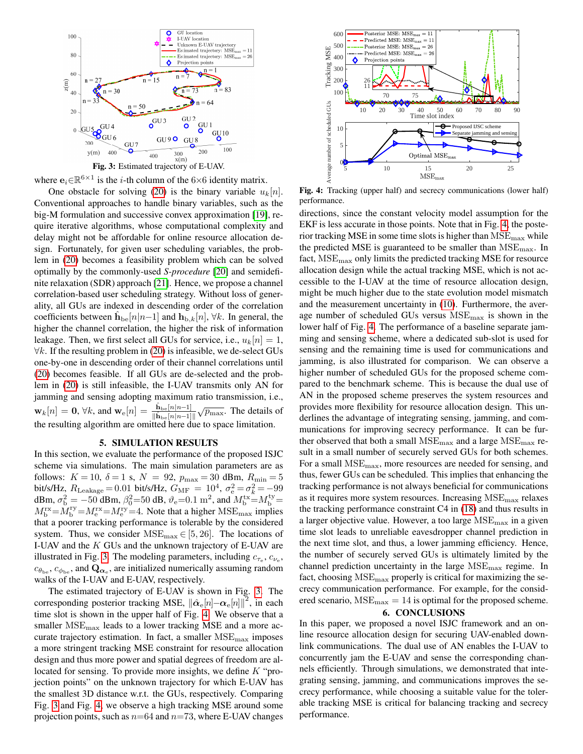Fig. 3: Estimated trajectory of E-UAV.

where $\mathbf{e}_i \in \mathbb{R}^{6\times 1}$ is the $i$-th column of the $6\times 6$ identity matrix.

One obstacle for solving (20) is the binary variable $u_k[n]$. Conventional approaches to handle binary variables, such as the big-M formulation and successive convex approximation [19], require iterative algorithms, whose computational complexity and delay might not be affordable for online resource allocation design. Fortunately, for given user scheduling variables, the problem in (20) becomes a feasibility problem which can be solved optimally by the commonly-used *S-procedure* [20] and semidefinite relaxation (SDR) approach [21]. Hence, we propose a channel correlation-based user scheduling strategy. Without loss of generality, all GUs are indexed in descending order of the correlation coefficients between $\hat{\mathbf{h}}_{\text{be}}[n|n-1]$ and $\mathbf{h}_{\text{b},k}[n]$, $\forall k$. In general, the higher the channel correlation, the higher the risk of information leakage. Then, we first select all GUs for service, i.e., $u_k[n]=1$, $\forall k$. If the resulting problem in (20) is infeasible, we de-select GUs one-by-one in descending order of their channel correlations until (20) becomes feasible. If all GUs are de-selected and the problem in (20) is still infeasible, the I-UAV transmits only AN for jamming and sensing adopting maximum ratio transmission, i.e., $\mathbf{w}_k[n]=\mathbf{0}$, $\forall k$, and $\mathbf{w}_{\text{e}}[n]=\frac{\hat{\mathbf{h}}_{\text{be}}[n|n-1]}{\|\hat{\mathbf{h}}_{\text{be}}[n|n-1]\|}\sqrt{p_{\max}}$. The details of the resulting algorithm are omitted here due to space limitation.

## 5. SIMULATION RESULTS

In this section, we evaluate the performance of the proposed ISJC scheme via simulations. The main simulation parameters are as follows: $K=10$, $\delta=1$ s, $N=92$, $p_{\max}=30$ dBm, $R_{\min}=5$ bit/s/Hz, $R_{\text{Leakage}}=0.01$ bit/s/Hz, $G_{\text{MF}}=10^4$, $\sigma_{\text{e}}^2=\sigma_k^2=-99$ dBm, $\sigma_{\text{b}}^2=-50$ dBm, $\beta_0^2$=50 dB, $\vartheta_{\text{e}}$=0.1 m$^2$, and $M_{\text{b}}^{\text{tx}}$=$M_{\text{b}}^{\text{ty}}$=$M_{\text{b}}^{\text{rx}}$=$M_{\text{b}}^{\text{ry}}$=$M_{\text{e}}^{\text{rx}}$=$M_{\text{e}}^{\text{ry}}$=4. Note that a higher $\text{MSE}_{\max}$ implies that a poorer tracking performance is tolerable by the considered system. Thus, we consider $\text{MSE}_{\max}\in[5,26]$. The locations of I-UAV and the $K$ GUs and the unknown trajectory of E-UAV are illustrated in Fig. 3. The modeling parameters, including $c_{\tau_{\text{e}}}$, $c_{\nu_{\text{e}}}$, $c_{\theta_{\text{be}}}$, $c_{\phi_{\text{be}}}$, and $\mathbf{Q}_{\boldsymbol{\alpha}_{\text{e}}}$, are initialized numerically assuming random walks of the I-UAV and E-UAV, respectively.

The estimated trajectory of E-UAV is shown in Fig. 3. The corresponding posterior tracking MSE, $\|\hat{\boldsymbol{\alpha}}_{\text{e}}[n]-\boldsymbol{\alpha}_{\text{e}}[n]\|^2$, in each time slot is shown in the upper half of Fig. 4. We observe that a smaller $\text{MSE}_{\max}$ leads to a lower tracking MSE and a more accurate trajectory estimation. In fact, a smaller $\text{MSE}_{\max}$ imposes a more stringent tracking MSE constraint for resource allocation design and thus more power and spatial degrees of freedom are allocated for sensing. To provide more insights, we define $K$ "projection points" on the unknown trajectory for which E-UAV has the smallest 3D distance w.r.t. the GUs, respectively. Comparing Fig. 3 and Fig. 4, we observe a high tracking MSE around some projection points, such as $n$=64 and $n$=73, where E-UAV changes directions, since the constant velocity model assumption for the EKF is less accurate in those points. Note that in Fig. 4, the posterior tracking MSE in some time slots is higher than $\text{MSE}_{\max}$ while the predicted MSE is guaranteed to be smaller than $\text{MSE}_{\max}$. In fact, $\text{MSE}_{\max}$ only limits the predicted tracking MSE for resource allocation design while the actual tracking MSE, which is not accessible to the I-UAV at the time of resource allocation design, might be much higher due to the state evolution model mismatch and the measurement uncertainty in (10). Furthermore, the average number of scheduled GUs versus $\text{MSE}_{\max}$ is shown in the lower half of Fig. 4. The performance of a baseline separate jamming and sensing scheme, where a dedicated sub-slot is used for sensing and the remaining time is used for communications and jamming, is also illustrated for comparison. We can observe a higher number of scheduled GUs for the proposed scheme compared to the benchmark scheme. This is because the dual use of AN in the proposed scheme preserves the system resources and provides more flexibility for resource allocation design. This underlines the advantage of integrating sensing, jamming, and communications for improving secrecy performance. It can be further observed that both a small $\text{MSE}_{\max}$ and a large $\text{MSE}_{\max}$ result in a small number of securely served GUs for both schemes. For a small $\text{MSE}_{\max}$, more resources are needed for sensing, and thus, fewer GUs can be scheduled. This implies that enhancing the tracking performance is not always beneficial for communications as it requires more system resources. Increasing $\text{MSE}_{\max}$ relaxes the tracking performance constraint C4 in (18) and thus results in a larger objective value. However, a too large $\text{MSE}_{\max}$ in a given time slot leads to unreliable eavesdropper channel prediction in the next time slot, and thus, a lower jamming efficiency. Hence, the number of securely served GUs is ultimately limited by the channel prediction uncertainty in the large $\text{MSE}_{\max}$ regime. In fact, choosing $\text{MSE}_{\max}$ properly is critical for maximizing the secrecy communication performance. For example, for the considered scenario, $\text{MSE}_{\max}=14$ is optimal for the proposed scheme.

Fig. 4: Tracking (upper half) and secrecy communications (lower half) performance.

## 6. CONCLUSIONS

In this paper, we proposed a novel ISJC framework and an online resource allocation design for securing UAV-enabled downlink communications. The dual use of AN enables the I-UAV to concurrently jam the E-UAV and sense the corresponding channels efficiently. Through simulations, we demonstrated that integrating sensing, jamming, and communications improves the secrecy performance, while choosing a suitable value for the tolerable tracking MSE is critical for balancing tracking and secrecy performance.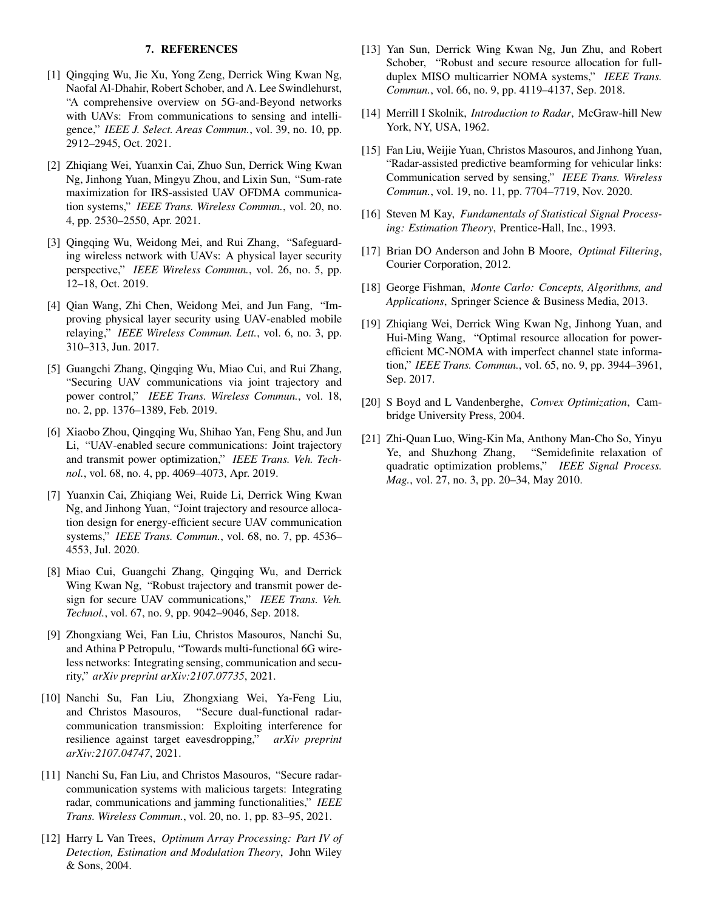## 7. REFERENCES

[1] Qingqing Wu, Jie Xu, Yong Zeng, Derrick Wing Kwan Ng, Naofal Al-Dhahir, Robert Schober, and A. Lee Swindlehurst, "A comprehensive overview on 5G-and-Beyond networks with UAVs: From communications to sensing and intelligence," *IEEE J. Select. Areas Commun.*, vol. 39, no. 10, pp. 2912–2945, Oct. 2021.

[2] Zhiqiang Wei, Yuanxin Cai, Zhuo Sun, Derrick Wing Kwan Ng, Jinhong Yuan, Mingyu Zhou, and Lixin Sun, "Sum-rate maximization for IRS-assisted UAV OFDMA communication systems," *IEEE Trans. Wireless Commun.*, vol. 20, no. 4, pp. 2530–2550, Apr. 2021.

[3] Qingqing Wu, Weidong Mei, and Rui Zhang, "Safeguarding wireless network with UAVs: A physical layer security perspective," *IEEE Wireless Commun.*, vol. 26, no. 5, pp. 12–18, Oct. 2019.

[4] Qian Wang, Zhi Chen, Weidong Mei, and Jun Fang, "Improving physical layer security using UAV-enabled mobile relaying," *IEEE Wireless Commun. Lett.*, vol. 6, no. 3, pp. 310–313, Jun. 2017.

[5] Guangchi Zhang, Qingqing Wu, Miao Cui, and Rui Zhang, "Securing UAV communications via joint trajectory and power control," *IEEE Trans. Wireless Commun.*, vol. 18, no. 2, pp. 1376–1389, Feb. 2019.

[6] Xiaobo Zhou, Qingqing Wu, Shihao Yan, Feng Shu, and Jun Li, "UAV-enabled secure communications: Joint trajectory and transmit power optimization," *IEEE Trans. Veh. Technol.*, vol. 68, no. 4, pp. 4069–4073, Apr. 2019.

[7] Yuanxin Cai, Zhiqiang Wei, Ruide Li, Derrick Wing Kwan Ng, and Jinhong Yuan, "Joint trajectory and resource allocation design for energy-efficient secure UAV communication systems," *IEEE Trans. Commun.*, vol. 68, no. 7, pp. 4536–4553, Jul. 2020.

[8] Miao Cui, Guangchi Zhang, Qingqing Wu, and Derrick Wing Kwan Ng, "Robust trajectory and transmit power design for secure UAV communications," *IEEE Trans. Veh. Technol.*, vol. 67, no. 9, pp. 9042–9046, Sep. 2018.

[9] Zhongxiang Wei, Fan Liu, Christos Masouros, Nanchi Su, and Athina P Petropulu, "Towards multi-functional 6G wireless networks: Integrating sensing, communication and security," *arXiv preprint arXiv:2107.07735*, 2021.

[10] Nanchi Su, Fan Liu, Zhongxiang Wei, Ya-Feng Liu, and Christos Masouros, "Secure dual-functional radar-communication transmission: Exploiting interference for resilience against target eavesdropping," *arXiv preprint arXiv:2107.04747*, 2021.

[11] Nanchi Su, Fan Liu, and Christos Masouros, "Secure radar-communication systems with malicious targets: Integrating radar, communications and jamming functionalities," *IEEE Trans. Wireless Commun.*, vol. 20, no. 1, pp. 83–95, 2021.

[12] Harry L Van Trees, *Optimum Array Processing: Part IV of Detection, Estimation and Modulation Theory*, John Wiley & Sons, 2004.

[13] Yan Sun, Derrick Wing Kwan Ng, Jun Zhu, and Robert Schober, "Robust and secure resource allocation for full-duplex MISO multicarrier NOMA systems," *IEEE Trans. Commun.*, vol. 66, no. 9, pp. 4119–4137, Sep. 2018.

[14] Merrill I Skolnik, *Introduction to Radar*, McGraw-hill New York, NY, USA, 1962.

[15] Fan Liu, Weijie Yuan, Christos Masouros, and Jinhong Yuan, "Radar-assisted predictive beamforming for vehicular links: Communication served by sensing," *IEEE Trans. Wireless Commun.*, vol. 19, no. 11, pp. 7704–7719, Nov. 2020.

[16] Steven M Kay, *Fundamentals of Statistical Signal Processing: Estimation Theory*, Prentice-Hall, Inc., 1993.

[17] Brian DO Anderson and John B Moore, *Optimal Filtering*, Courier Corporation, 2012.

[18] George Fishman, *Monte Carlo: Concepts, Algorithms, and Applications*, Springer Science & Business Media, 2013.

[19] Zhiqiang Wei, Derrick Wing Kwan Ng, Jinhong Yuan, and Hui-Ming Wang, "Optimal resource allocation for power-efficient MC-NOMA with imperfect channel state information," *IEEE Trans. Commun.*, vol. 65, no. 9, pp. 3944–3961, Sep. 2017.

[20] S Boyd and L Vandenberghe, *Convex Optimization*, Cambridge University Press, 2004.

[21] Zhi-Quan Luo, Wing-Kin Ma, Anthony Man-Cho So, Yinyu Ye, and Shuzhong Zhang, "Semidefinite relaxation of quadratic optimization problems," *IEEE Signal Process. Mag.*, vol. 27, no. 3, pp. 20–34, May 2010.